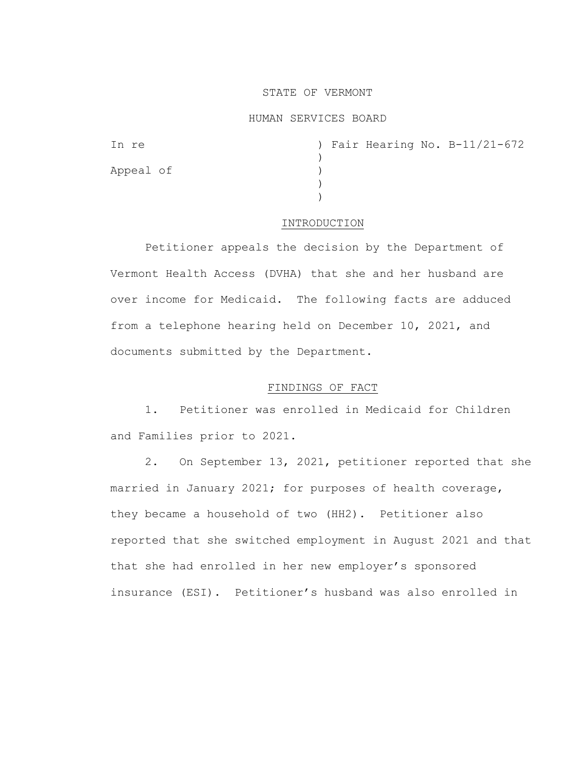STATE OF VERMONT

HUMAN SERVICES BOARD

In re ) Fair Hearing No. B-11/21-672
 )
Appeal of )
 )
 )

## INTRODUCTION

Petitioner appeals the decision by the Department of Vermont Health Access (DVHA) that she and her husband are over income for Medicaid. The following facts are adduced from a telephone hearing held on December 10, 2021, and documents submitted by the Department.

## FINDINGS OF FACT

1. Petitioner was enrolled in Medicaid for Children and Families prior to 2021.

2. On September 13, 2021, petitioner reported that she married in January 2021; for purposes of health coverage, they became a household of two (HH2). Petitioner also reported that she switched employment in August 2021 and that that she had enrolled in her new employer's sponsored insurance (ESI). Petitioner's husband was also enrolled in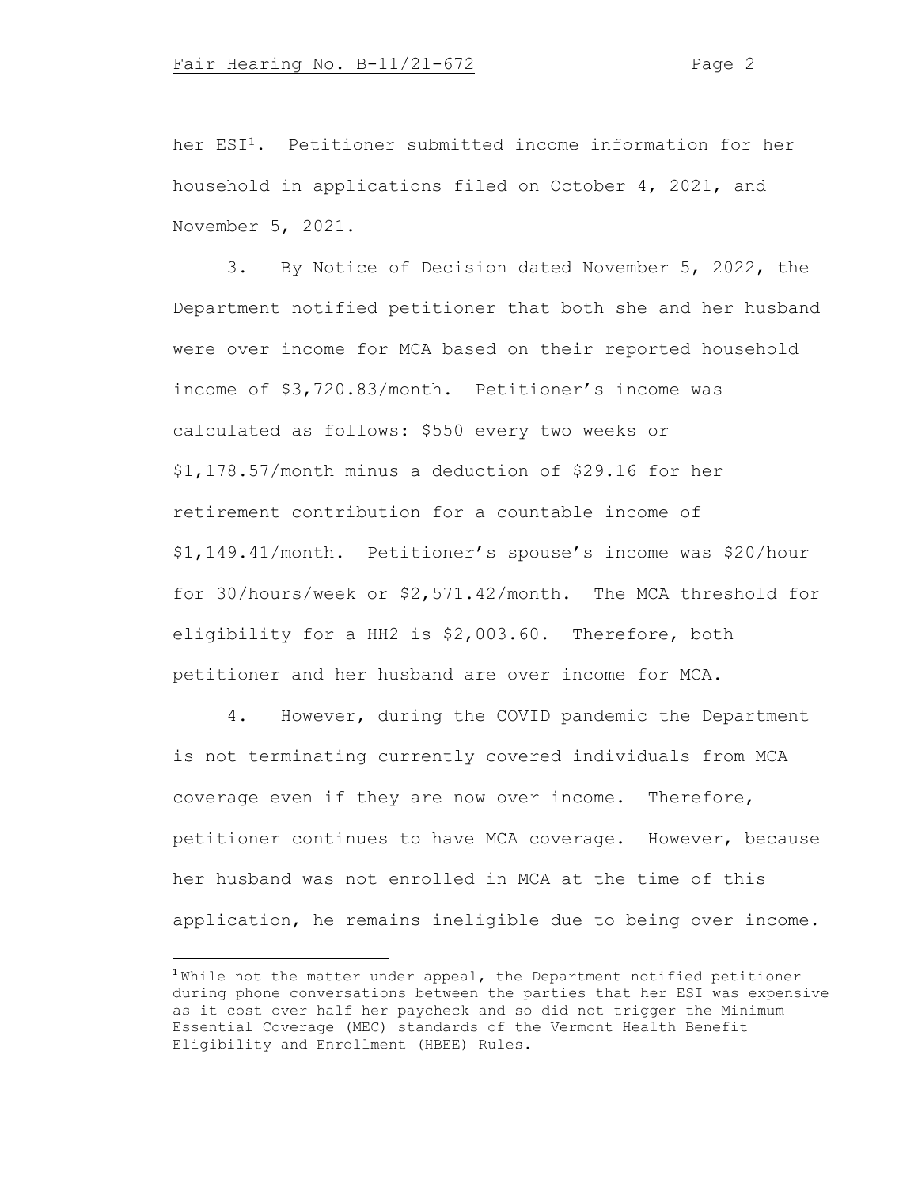her ESI[1]. Petitioner submitted income information for her household in applications filed on October 4, 2021, and November 5, 2021.

3. By Notice of Decision dated November 5, 2022, the Department notified petitioner that both she and her husband were over income for MCA based on their reported household income of $3,720.83/month. Petitioner's income was calculated as follows: $550 every two weeks or $1,178.57/month minus a deduction of $29.16 for her retirement contribution for a countable income of $1,149.41/month. Petitioner's spouse's income was $20/hour for 30/hours/week or $2,571.42/month. The MCA threshold for eligibility for a HH2 is $2,003.60. Therefore, both petitioner and her husband are over income for MCA.

4. However, during the COVID pandemic the Department is not terminating currently covered individuals from MCA coverage even if they are now over income. Therefore, petitioner continues to have MCA coverage. However, because her husband was not enrolled in MCA at the time of this application, he remains ineligible due to being over income.

---

[1] While not the matter under appeal, the Department notified petitioner during phone conversations between the parties that her ESI was expensive as it cost over half her paycheck and so did not trigger the Minimum Essential Coverage (MEC) standards of the Vermont Health Benefit Eligibility and Enrollment (HBEE) Rules.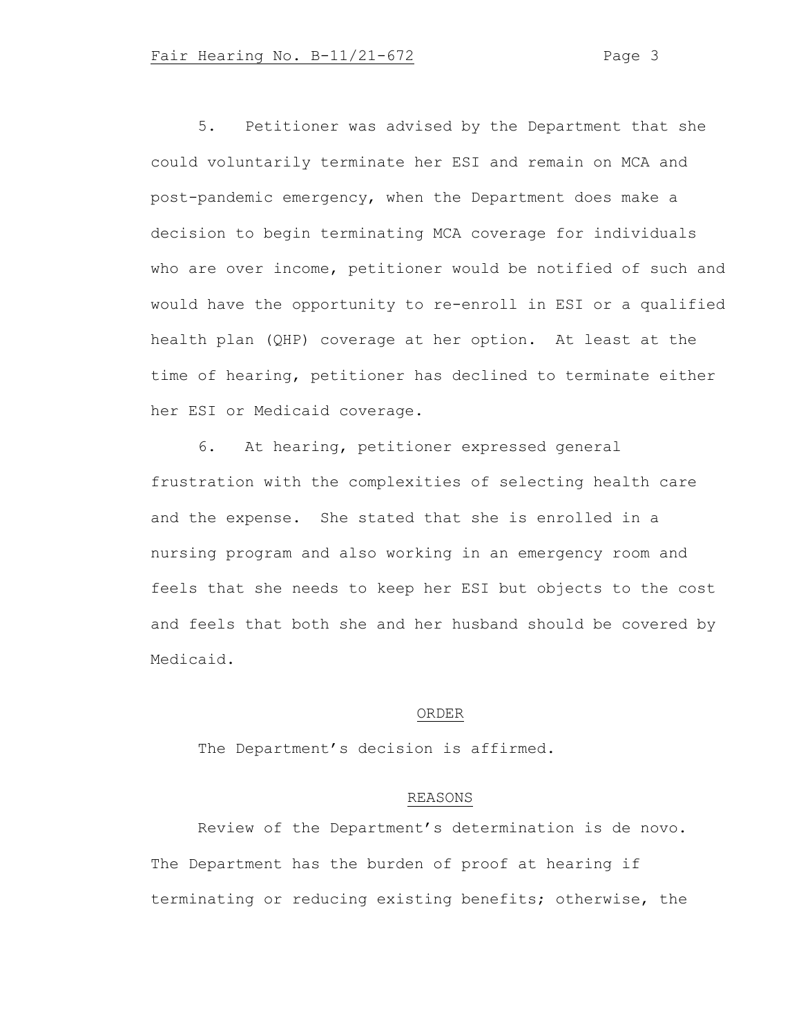5. Petitioner was advised by the Department that she could voluntarily terminate her ESI and remain on MCA and post-pandemic emergency, when the Department does make a decision to begin terminating MCA coverage for individuals who are over income, petitioner would be notified of such and would have the opportunity to re-enroll in ESI or a qualified health plan (QHP) coverage at her option. At least at the time of hearing, petitioner has declined to terminate either her ESI or Medicaid coverage.

6. At hearing, petitioner expressed general frustration with the complexities of selecting health care and the expense. She stated that she is enrolled in a nursing program and also working in an emergency room and feels that she needs to keep her ESI but objects to the cost and feels that both she and her husband should be covered by Medicaid.

## ORDER

The Department's decision is affirmed.

## REASONS

Review of the Department's determination is de novo. The Department has the burden of proof at hearing if terminating or reducing existing benefits; otherwise, the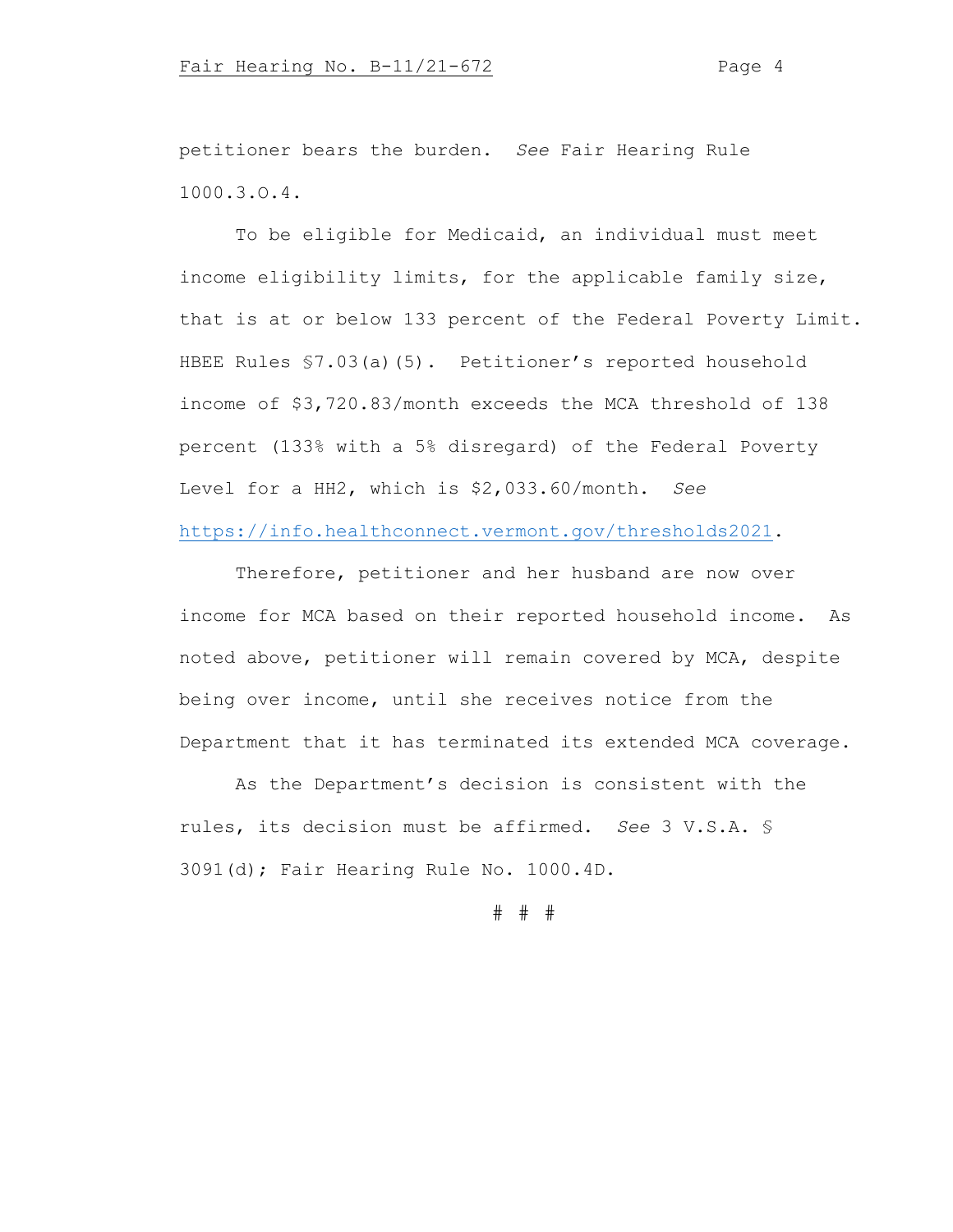petitioner bears the burden. *See* Fair Hearing Rule 1000.3.O.4.

To be eligible for Medicaid, an individual must meet income eligibility limits, for the applicable family size, that is at or below 133 percent of the Federal Poverty Limit. HBEE Rules §7.03(a)(5). Petitioner's reported household income of $3,720.83/month exceeds the MCA threshold of 138 percent (133% with a 5% disregard) of the Federal Poverty Level for a HH2, which is $2,033.60/month. *See* https://info.healthconnect.vermont.gov/thresholds2021.

Therefore, petitioner and her husband are now over income for MCA based on their reported household income. As noted above, petitioner will remain covered by MCA, despite being over income, until she receives notice from the Department that it has terminated its extended MCA coverage.

As the Department's decision is consistent with the rules, its decision must be affirmed. *See* 3 V.S.A. § 3091(d); Fair Hearing Rule No. 1000.4D.

# # #